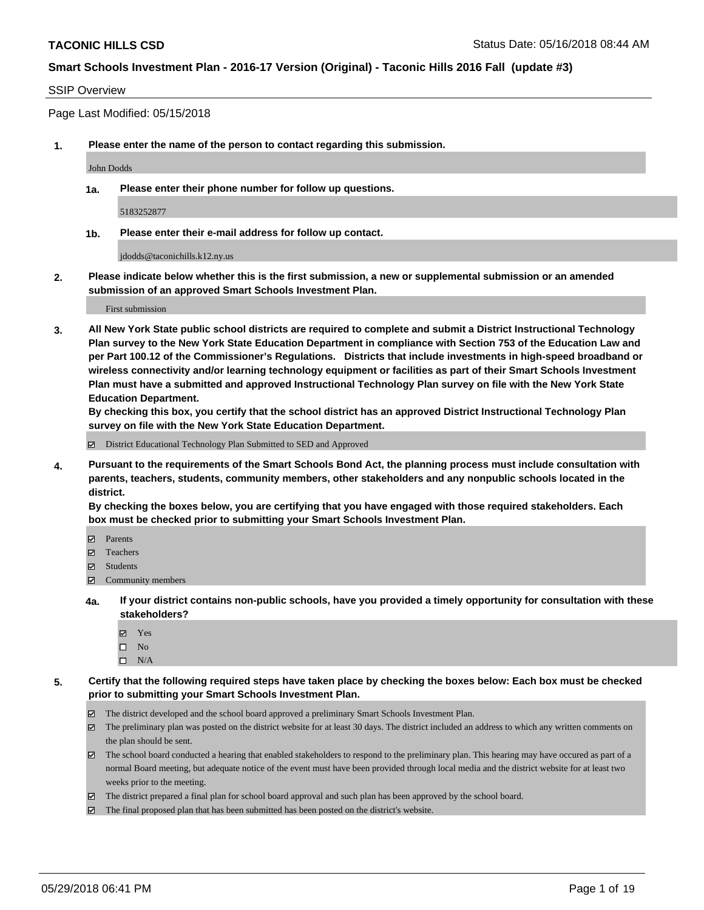**TACONIC HILLS CSD**

**Smart Schools Investment Plan - 2016-17 Version (Original) - Taconic Hills 2016 Fall (update #3)**

SSIP Overview

Page Last Modified: 05/15/2018

**1. Please enter the name of the person to contact regarding this submission.**

John Dodds

**1a. Please enter their phone number for follow up questions.**

5183252877

**1b. Please enter their e-mail address for follow up contact.**

jdodds@taconichills.k12.ny.us

**2. Please indicate below whether this is the first submission, a new or supplemental submission or an amended submission of an approved Smart Schools Investment Plan.**

First submission

**3. All New York State public school districts are required to complete and submit a District Instructional Technology Plan survey to the New York State Education Department in compliance with Section 753 of the Education Law and per Part 100.12 of the Commissioner's Regulations. Districts that include investments in high-speed broadband or wireless connectivity and/or learning technology equipment or facilities as part of their Smart Schools Investment Plan must have a submitted and approved Instructional Technology Plan survey on file with the New York State Education Department.**
**By checking this box, you certify that the school district has an approved District Instructional Technology Plan survey on file with the New York State Education Department.**

- [x] District Educational Technology Plan Submitted to SED and Approved

**4. Pursuant to the requirements of the Smart Schools Bond Act, the planning process must include consultation with parents, teachers, students, community members, other stakeholders and any nonpublic schools located in the district.**
**By checking the boxes below, you are certifying that you have engaged with those required stakeholders. Each box must be checked prior to submitting your Smart Schools Investment Plan.**

- [x] Parents
- [x] Teachers
- [x] Students
- [x] Community members

**4a. If your district contains non-public schools, have you provided a timely opportunity for consultation with these stakeholders?**

- [x] Yes
- [ ] No
- [ ] N/A

**5. Certify that the following required steps have taken place by checking the boxes below: Each box must be checked prior to submitting your Smart Schools Investment Plan.**

- [x] The district developed and the school board approved a preliminary Smart Schools Investment Plan.
- [x] The preliminary plan was posted on the district website for at least 30 days. The district included an address to which any written comments on the plan should be sent.
- [x] The school board conducted a hearing that enabled stakeholders to respond to the preliminary plan. This hearing may have occured as part of a normal Board meeting, but adequate notice of the event must have been provided through local media and the district website for at least two weeks prior to the meeting.
- [x] The district prepared a final plan for school board approval and such plan has been approved by the school board.
- [x] The final proposed plan that has been submitted has been posted on the district's website.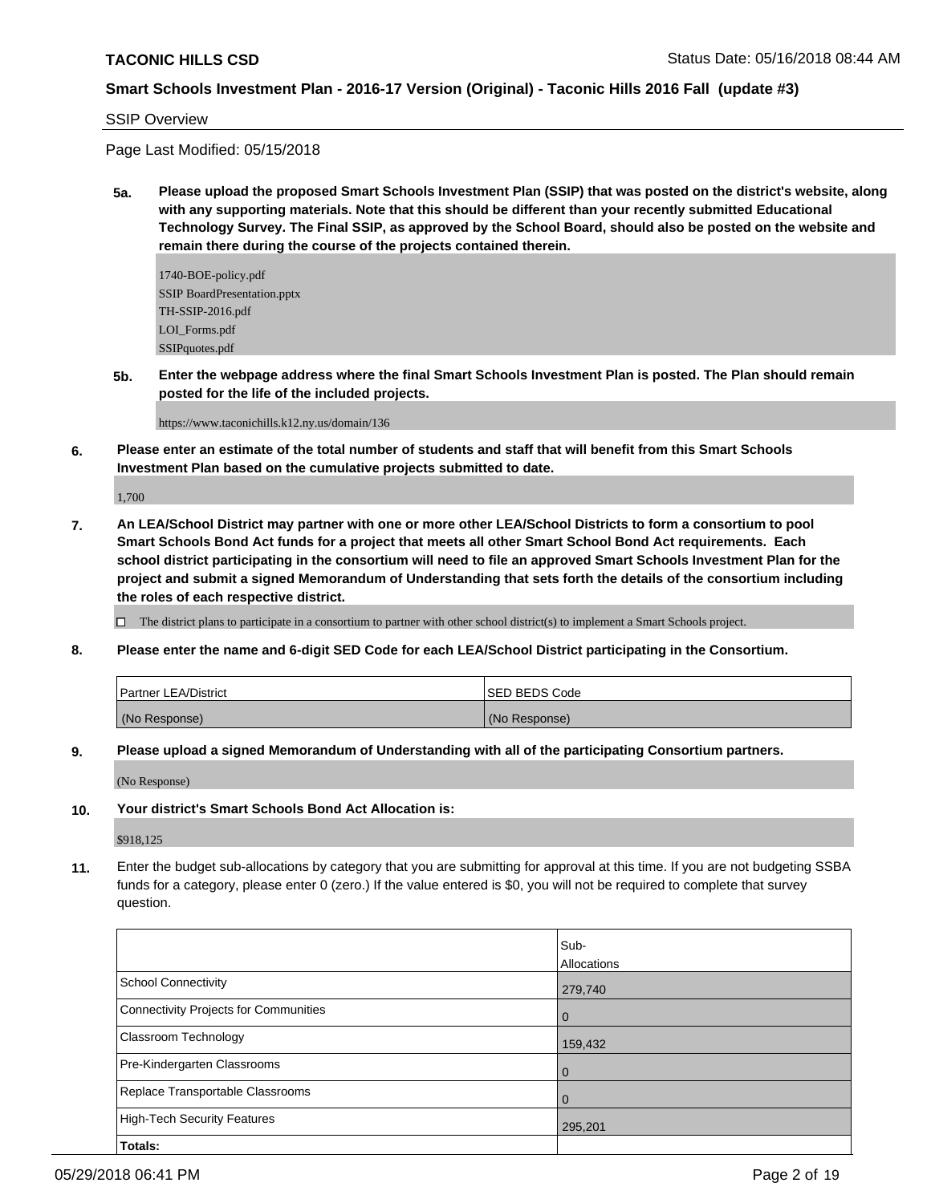SSIP Overview

Page Last Modified: 05/15/2018

**5a. Please upload the proposed Smart Schools Investment Plan (SSIP) that was posted on the district's website, along with any supporting materials. Note that this should be different than your recently submitted Educational Technology Survey. The Final SSIP, as approved by the School Board, should also be posted on the website and remain there during the course of the projects contained therein.**

1740-BOE-policy.pdf
SSIP BoardPresentation.pptx
TH-SSIP-2016.pdf
LOI_Forms.pdf
SSIPquotes.pdf

**5b. Enter the webpage address where the final Smart Schools Investment Plan is posted. The Plan should remain posted for the life of the included projects.**

https://www.taconichills.k12.ny.us/domain/136

**6. Please enter an estimate of the total number of students and staff that will benefit from this Smart Schools Investment Plan based on the cumulative projects submitted to date.**

1,700

**7. An LEA/School District may partner with one or more other LEA/School Districts to form a consortium to pool Smart Schools Bond Act funds for a project that meets all other Smart School Bond Act requirements. Each school district participating in the consortium will need to file an approved Smart Schools Investment Plan for the project and submit a signed Memorandum of Understanding that sets forth the details of the consortium including the roles of each respective district.**

☐ The district plans to participate in a consortium to partner with other school district(s) to implement a Smart Schools project.

**8. Please enter the name and 6-digit SED Code for each LEA/School District participating in the Consortium.**

| Partner LEA/District | SED BEDS Code |
|---|---|
| (No Response) | (No Response) |

**9. Please upload a signed Memorandum of Understanding with all of the participating Consortium partners.**

(No Response)

**10. Your district's Smart Schools Bond Act Allocation is:**

$918,125

**11.** Enter the budget sub-allocations by category that you are submitting for approval at this time. If you are not budgeting SSBA funds for a category, please enter 0 (zero.) If the value entered is $0, you will not be required to complete that survey question.

| | Sub-Allocations |
|---|---|
| School Connectivity | 279,740 |
| Connectivity Projects for Communities | 0 |
| Classroom Technology | 159,432 |
| Pre-Kindergarten Classrooms | 0 |
| Replace Transportable Classrooms | 0 |
| High-Tech Security Features | 295,201 |
| **Totals:** | |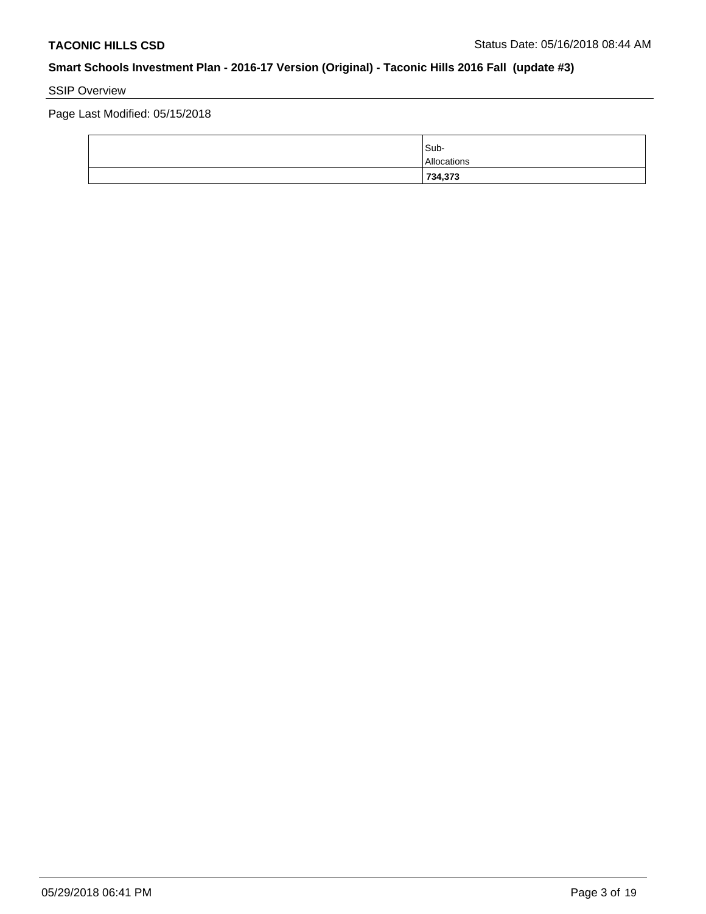SSIP Overview

Page Last Modified: 05/15/2018

| | Sub-Allocations |
|---|---|
| | **734,373** |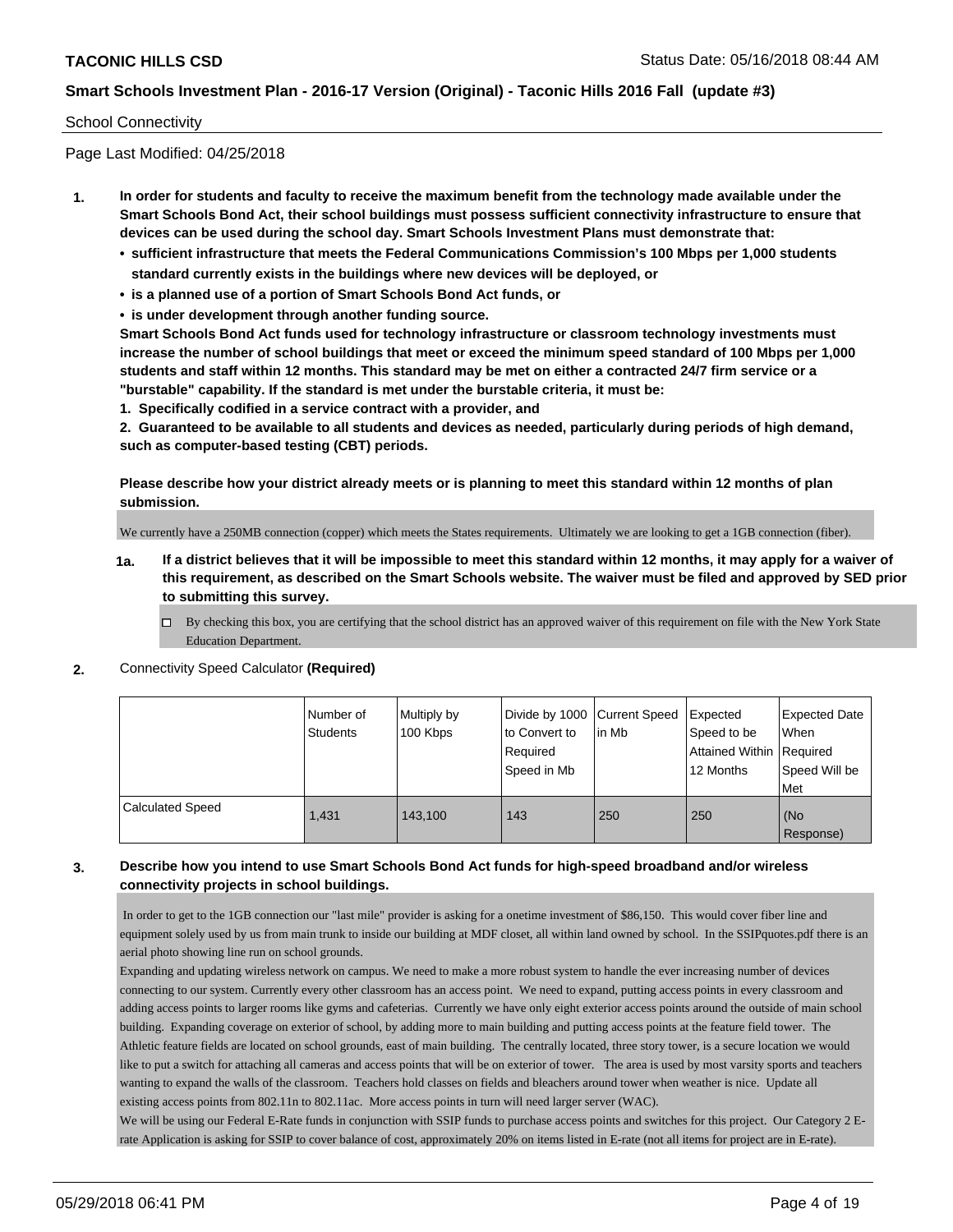School Connectivity

Page Last Modified: 04/25/2018

1. **In order for students and faculty to receive the maximum benefit from the technology made available under the Smart Schools Bond Act, their school buildings must possess sufficient connectivity infrastructure to ensure that devices can be used during the school day. Smart Schools Investment Plans must demonstrate that:**
   - **sufficient infrastructure that meets the Federal Communications Commission's 100 Mbps per 1,000 students standard currently exists in the buildings where new devices will be deployed, or**
   - **is a planned use of a portion of Smart Schools Bond Act funds, or**
   - **is under development through another funding source.**

   **Smart Schools Bond Act funds used for technology infrastructure or classroom technology investments must increase the number of school buildings that meet or exceed the minimum speed standard of 100 Mbps per 1,000 students and staff within 12 months. This standard may be met on either a contracted 24/7 firm service or a "burstable" capability. If the standard is met under the burstable criteria, it must be:**

   **1. Specifically codified in a service contract with a provider, and**

   **2. Guaranteed to be available to all students and devices as needed, particularly during periods of high demand, such as computer-based testing (CBT) periods.**

   **Please describe how your district already meets or is planning to meet this standard within 12 months of plan submission.**

   We currently have a 250MB connection (copper) which meets the States requirements. Ultimately we are looking to get a 1GB connection (fiber).

   1a. **If a district believes that it will be impossible to meet this standard within 12 months, it may apply for a waiver of this requirement, as described on the Smart Schools website. The waiver must be filed and approved by SED prior to submitting this survey.**

   ☐ By checking this box, you are certifying that the school district has an approved waiver of this requirement on file with the New York State Education Department.

2. Connectivity Speed Calculator **(Required)**

| | Number of Students | Multiply by 100 Kbps | Divide by 1000 to Convert to Required Speed in Mb | Current Speed in Mb | Expected Speed to be Attained Within 12 Months | Expected Date When Required Speed Will be Met |
|---|---|---|---|---|---|---|
| Calculated Speed | 1,431 | 143,100 | 143 | 250 | 250 | (No Response) |

3. **Describe how you intend to use Smart Schools Bond Act funds for high-speed broadband and/or wireless connectivity projects in school buildings.**

   In order to get to the 1GB connection our "last mile" provider is asking for a onetime investment of $86,150. This would cover fiber line and equipment solely used by us from main trunk to inside our building at MDF closet, all within land owned by school. In the SSIPquotes.pdf there is an aerial photo showing line run on school grounds.

   Expanding and updating wireless network on campus. We need to make a more robust system to handle the ever increasing number of devices connecting to our system. Currently every other classroom has an access point. We need to expand, putting access points in every classroom and adding access points to larger rooms like gyms and cafeterias. Currently we have only eight exterior access points around the outside of main school building. Expanding coverage on exterior of school, by adding more to main building and putting access points at the feature field tower. The Athletic feature fields are located on school grounds, east of main building. The centrally located, three story tower, is a secure location we would like to put a switch for attaching all cameras and access points that will be on exterior of tower. The area is used by most varsity sports and teachers wanting to expand the walls of the classroom. Teachers hold classes on fields and bleachers around tower when weather is nice. Update all existing access points from 802.11n to 802.11ac. More access points in turn will need larger server (WAC).

   We will be using our Federal E-Rate funds in conjunction with SSIP funds to purchase access points and switches for this project. Our Category 2 E-rate Application is asking for SSIP to cover balance of cost, approximately 20% on items listed in E-rate (not all items for project are in E-rate).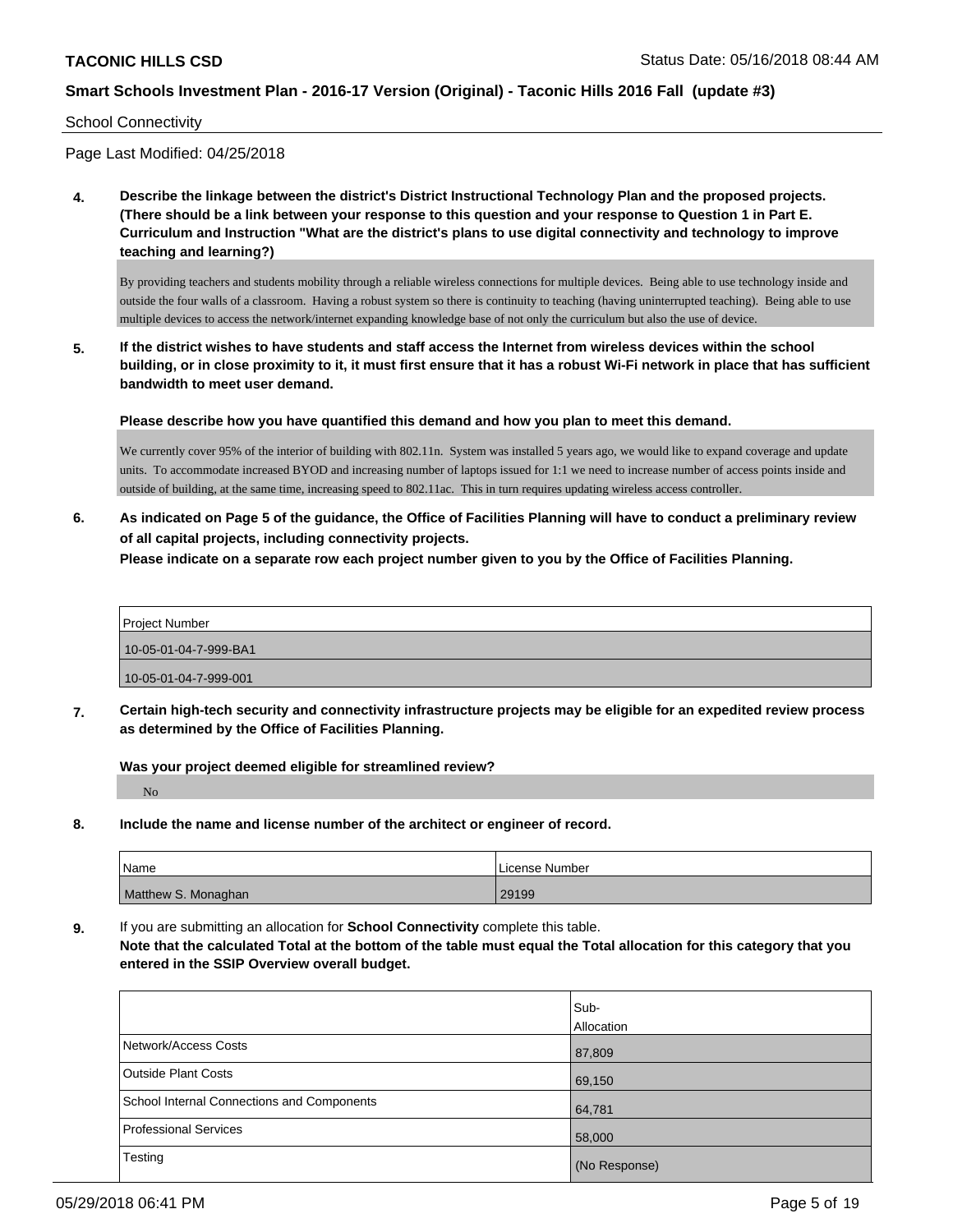School Connectivity

Page Last Modified: 04/25/2018

**4. Describe the linkage between the district's District Instructional Technology Plan and the proposed projects. (There should be a link between your response to this question and your response to Question 1 in Part E. Curriculum and Instruction "What are the district's plans to use digital connectivity and technology to improve teaching and learning?)**

By providing teachers and students mobility through a reliable wireless connections for multiple devices. Being able to use technology inside and outside the four walls of a classroom. Having a robust system so there is continuity to teaching (having uninterrupted teaching). Being able to use multiple devices to access the network/internet expanding knowledge base of not only the curriculum but also the use of device.

**5. If the district wishes to have students and staff access the Internet from wireless devices within the school building, or in close proximity to it, it must first ensure that it has a robust Wi-Fi network in place that has sufficient bandwidth to meet user demand.**

**Please describe how you have quantified this demand and how you plan to meet this demand.**

We currently cover 95% of the interior of building with 802.11n. System was installed 5 years ago, we would like to expand coverage and update units. To accommodate increased BYOD and increasing number of laptops issued for 1:1 we need to increase number of access points inside and outside of building, at the same time, increasing speed to 802.11ac. This in turn requires updating wireless access controller.

**6. As indicated on Page 5 of the guidance, the Office of Facilities Planning will have to conduct a preliminary review of all capital projects, including connectivity projects.**
**Please indicate on a separate row each project number given to you by the Office of Facilities Planning.**

| Project Number |
| --- |
| 10-05-01-04-7-999-BA1 |
| 10-05-01-04-7-999-001 |

**7. Certain high-tech security and connectivity infrastructure projects may be eligible for an expedited review process as determined by the Office of Facilities Planning.**

**Was your project deemed eligible for streamlined review?**

No

**8. Include the name and license number of the architect or engineer of record.**

| Name | License Number |
| --- | --- |
| Matthew S. Monaghan | 29199 |

**9.** If you are submitting an allocation for **School Connectivity** complete this table.
**Note that the calculated Total at the bottom of the table must equal the Total allocation for this category that you entered in the SSIP Overview overall budget.**

| | Sub-Allocation |
| --- | --- |
| Network/Access Costs | 87,809 |
| Outside Plant Costs | 69,150 |
| School Internal Connections and Components | 64,781 |
| Professional Services | 58,000 |
| Testing | (No Response) |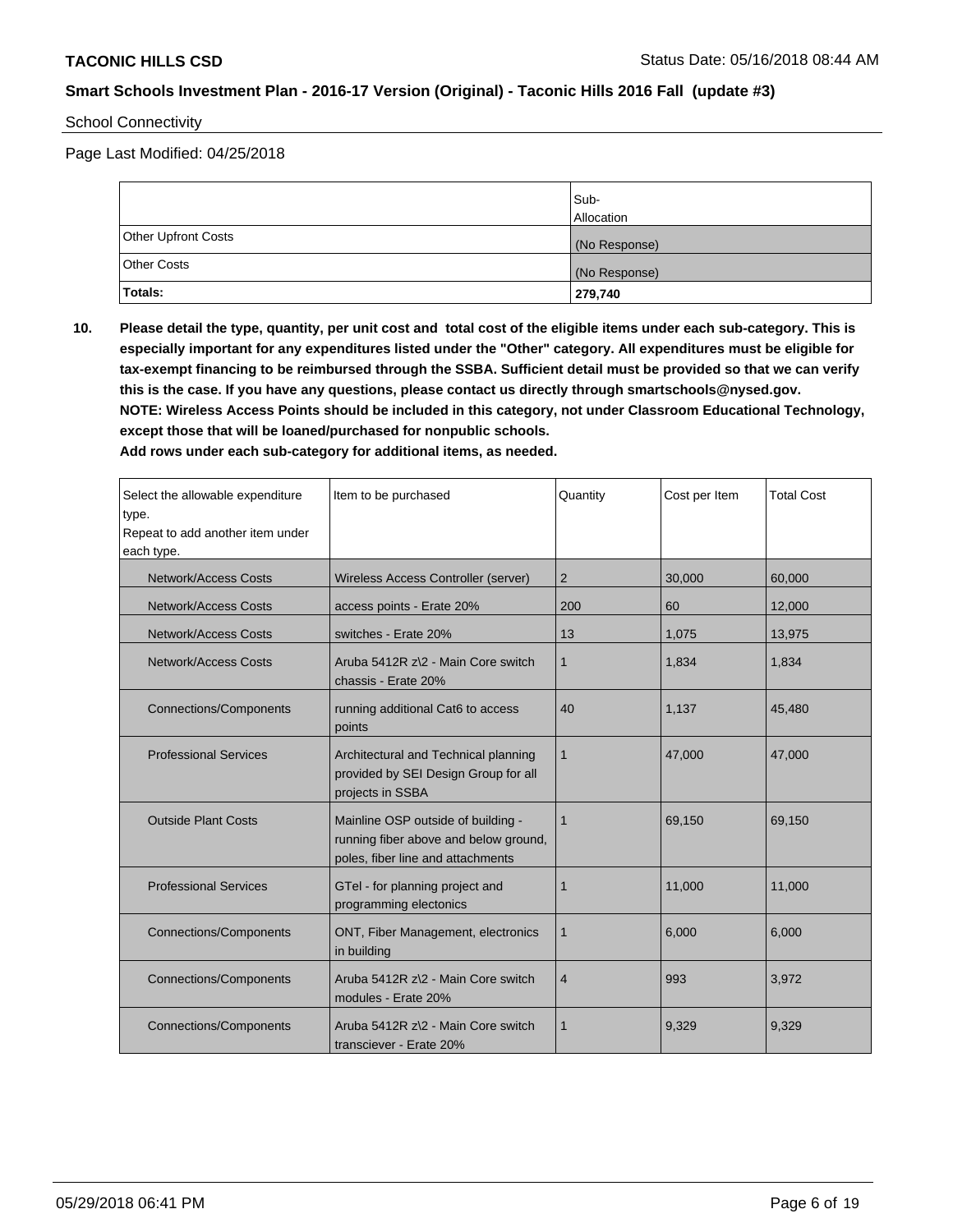School Connectivity

Page Last Modified: 04/25/2018

| | Sub-Allocation |
|---|---|
| Other Upfront Costs | (No Response) |
| Other Costs | (No Response) |
| **Totals:** | **279,740** |

**10. Please detail the type, quantity, per unit cost and total cost of the eligible items under each sub-category. This is especially important for any expenditures listed under the "Other" category. All expenditures must be eligible for tax-exempt financing to be reimbursed through the SSBA. Sufficient detail must be provided so that we can verify this is the case. If you have any questions, please contact us directly through smartschools@nysed.gov.**
**NOTE: Wireless Access Points should be included in this category, not under Classroom Educational Technology, except those that will be loaned/purchased for nonpublic schools.**
**Add rows under each sub-category for additional items, as needed.**

| Select the allowable expenditure type. Repeat to add another item under each type. | Item to be purchased | Quantity | Cost per Item | Total Cost |
|---|---|---|---|---|
| Network/Access Costs | Wireless Access Controller (server) | 2 | 30,000 | 60,000 |
| Network/Access Costs | access points - Erate 20% | 200 | 60 | 12,000 |
| Network/Access Costs | switches - Erate 20% | 13 | 1,075 | 13,975 |
| Network/Access Costs | Aruba 5412R z\2 - Main Core switch chassis - Erate 20% | 1 | 1,834 | 1,834 |
| Connections/Components | running additional Cat6 to access points | 40 | 1,137 | 45,480 |
| Professional Services | Architectural and Technical planning provided by SEI Design Group for all projects in SSBA | 1 | 47,000 | 47,000 |
| Outside Plant Costs | Mainline OSP outside of building - running fiber above and below ground, poles, fiber line and attachments | 1 | 69,150 | 69,150 |
| Professional Services | GTel - for planning project and programming electonics | 1 | 11,000 | 11,000 |
| Connections/Components | ONT, Fiber Management, electronics in building | 1 | 6,000 | 6,000 |
| Connections/Components | Aruba 5412R z\2 - Main Core switch modules - Erate 20% | 4 | 993 | 3,972 |
| Connections/Components | Aruba 5412R z\2 - Main Core switch transciever - Erate 20% | 1 | 9,329 | 9,329 |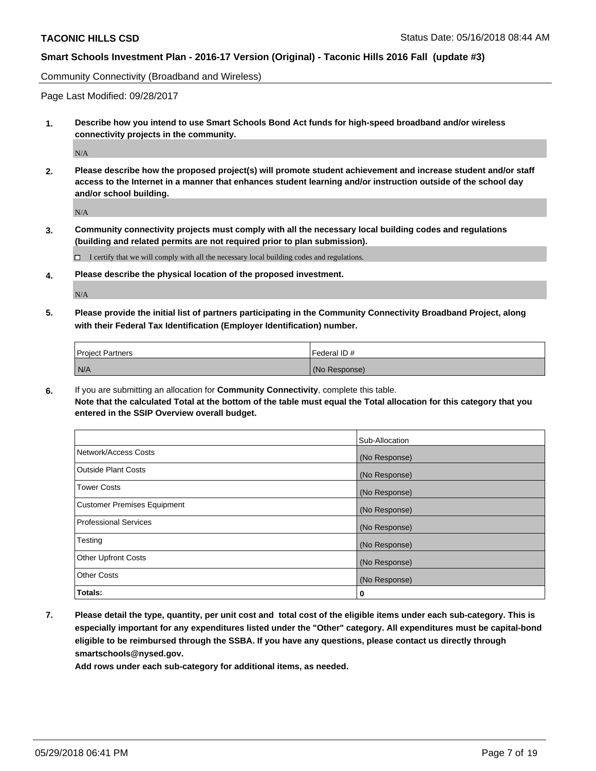Community Connectivity (Broadband and Wireless)

Page Last Modified: 09/28/2017

**1. Describe how you intend to use Smart Schools Bond Act funds for high-speed broadband and/or wireless connectivity projects in the community.**

N/A

**2. Please describe how the proposed project(s) will promote student achievement and increase student and/or staff access to the Internet in a manner that enhances student learning and/or instruction outside of the school day and/or school building.**

N/A

**3. Community connectivity projects must comply with all the necessary local building codes and regulations (building and related permits are not required prior to plan submission).**

☐ I certify that we will comply with all the necessary local building codes and regulations.

**4. Please describe the physical location of the proposed investment.**

N/A

**5. Please provide the initial list of partners participating in the Community Connectivity Broadband Project, along with their Federal Tax Identification (Employer Identification) number.**

| Project Partners | Federal ID # |
|---|---|
| N/A | (No Response) |

**6.** If you are submitting an allocation for **Community Connectivity**, complete this table.
**Note that the calculated Total at the bottom of the table must equal the Total allocation for this category that you entered in the SSIP Overview overall budget.**

| | Sub-Allocation |
|---|---|
| Network/Access Costs | (No Response) |
| Outside Plant Costs | (No Response) |
| Tower Costs | (No Response) |
| Customer Premises Equipment | (No Response) |
| Professional Services | (No Response) |
| Testing | (No Response) |
| Other Upfront Costs | (No Response) |
| Other Costs | (No Response) |
| **Totals:** | **0** |

**7. Please detail the type, quantity, per unit cost and total cost of the eligible items under each sub-category. This is especially important for any expenditures listed under the "Other" category. All expenditures must be capital-bond eligible to be reimbursed through the SSBA. If you have any questions, please contact us directly through smartschools@nysed.gov.**

**Add rows under each sub-category for additional items, as needed.**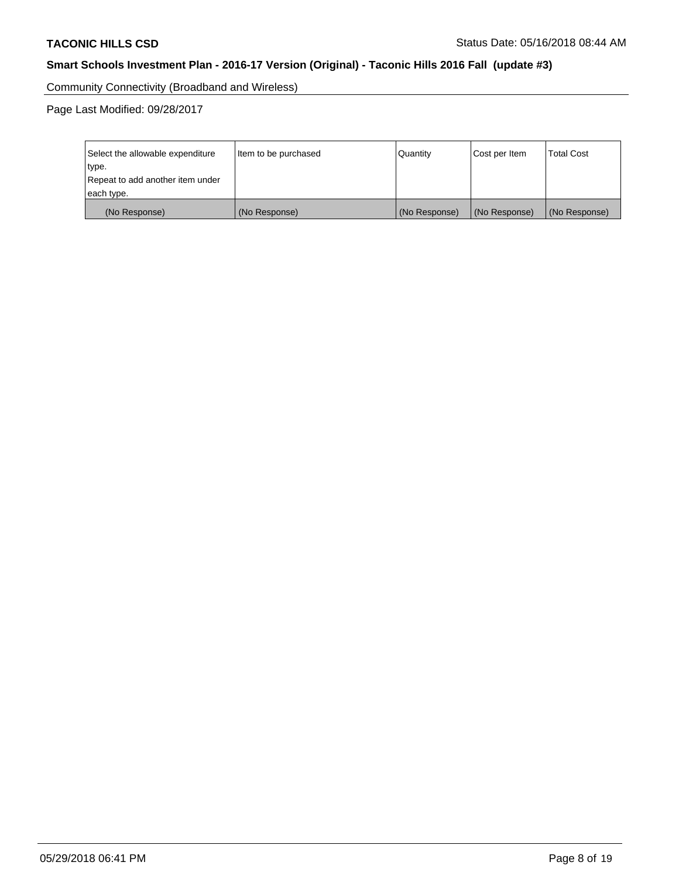Community Connectivity (Broadband and Wireless)

Page Last Modified: 09/28/2017

| Select the allowable expenditure type. Repeat to add another item under each type. | Item to be purchased | Quantity | Cost per Item | Total Cost |
|---|---|---|---|---|
| (No Response) | (No Response) | (No Response) | (No Response) | (No Response) |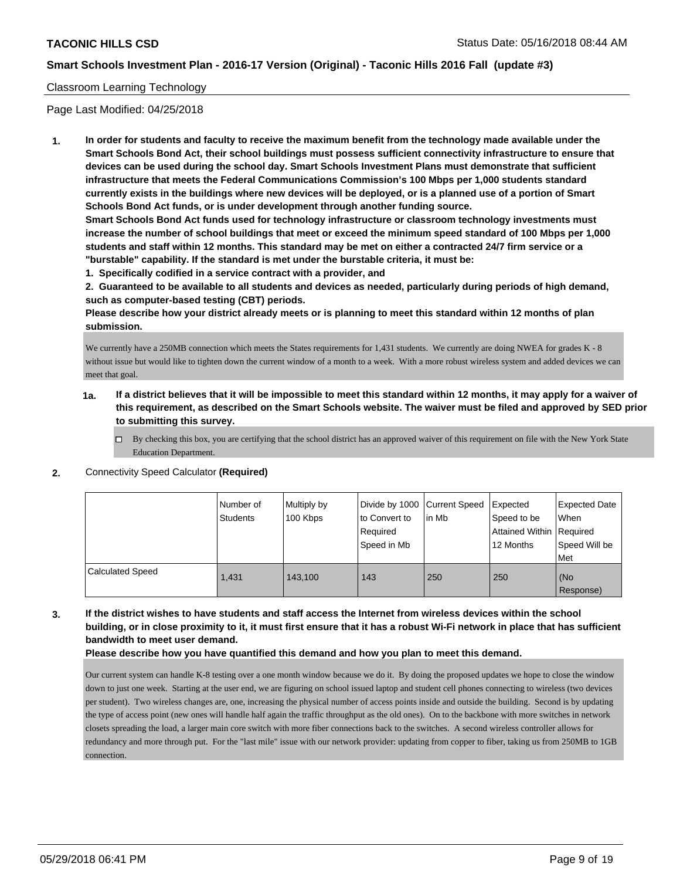Classroom Learning Technology

Page Last Modified: 04/25/2018

**1. In order for students and faculty to receive the maximum benefit from the technology made available under the Smart Schools Bond Act, their school buildings must possess sufficient connectivity infrastructure to ensure that devices can be used during the school day. Smart Schools Investment Plans must demonstrate that sufficient infrastructure that meets the Federal Communications Commission's 100 Mbps per 1,000 students standard currently exists in the buildings where new devices will be deployed, or is a planned use of a portion of Smart Schools Bond Act funds, or is under development through another funding source.**

**Smart Schools Bond Act funds used for technology infrastructure or classroom technology investments must increase the number of school buildings that meet or exceed the minimum speed standard of 100 Mbps per 1,000 students and staff within 12 months. This standard may be met on either a contracted 24/7 firm service or a "burstable" capability. If the standard is met under the burstable criteria, it must be:**

**1. Specifically codified in a service contract with a provider, and**

**2. Guaranteed to be available to all students and devices as needed, particularly during periods of high demand, such as computer-based testing (CBT) periods.**

**Please describe how your district already meets or is planning to meet this standard within 12 months of plan submission.**

We currently have a 250MB connection which meets the States requirements for 1,431 students. We currently are doing NWEA for grades K - 8 without issue but would like to tighten down the current window of a month to a week. With a more robust wireless system and added devices we can meet that goal.

**1a. If a district believes that it will be impossible to meet this standard within 12 months, it may apply for a waiver of this requirement, as described on the Smart Schools website. The waiver must be filed and approved by SED prior to submitting this survey.**

☐ By checking this box, you are certifying that the school district has an approved waiver of this requirement on file with the New York State Education Department.

**2.** Connectivity Speed Calculator **(Required)**

| | Number of Students | Multiply by 100 Kbps | Divide by 1000 to Convert to Required Speed in Mb | Current Speed in Mb | Expected Speed to be Attained Within 12 Months | Expected Date When Required Speed Will be Met |
|---|---|---|---|---|---|---|
| Calculated Speed | 1,431 | 143,100 | 143 | 250 | 250 | (No Response) |

**3. If the district wishes to have students and staff access the Internet from wireless devices within the school building, or in close proximity to it, it must first ensure that it has a robust Wi-Fi network in place that has sufficient bandwidth to meet user demand.**

**Please describe how you have quantified this demand and how you plan to meet this demand.**

Our current system can handle K-8 testing over a one month window because we do it. By doing the proposed updates we hope to close the window down to just one week. Starting at the user end, we are figuring on school issued laptop and student cell phones connecting to wireless (two devices per student). Two wireless changes are, one, increasing the physical number of access points inside and outside the building. Second is by updating the type of access point (new ones will handle half again the traffic throughput as the old ones). On to the backbone with more switches in network closets spreading the load, a larger main core switch with more fiber connections back to the switches. A second wireless controller allows for redundancy and more through put. For the "last mile" issue with our network provider: updating from copper to fiber, taking us from 250MB to 1GB connection.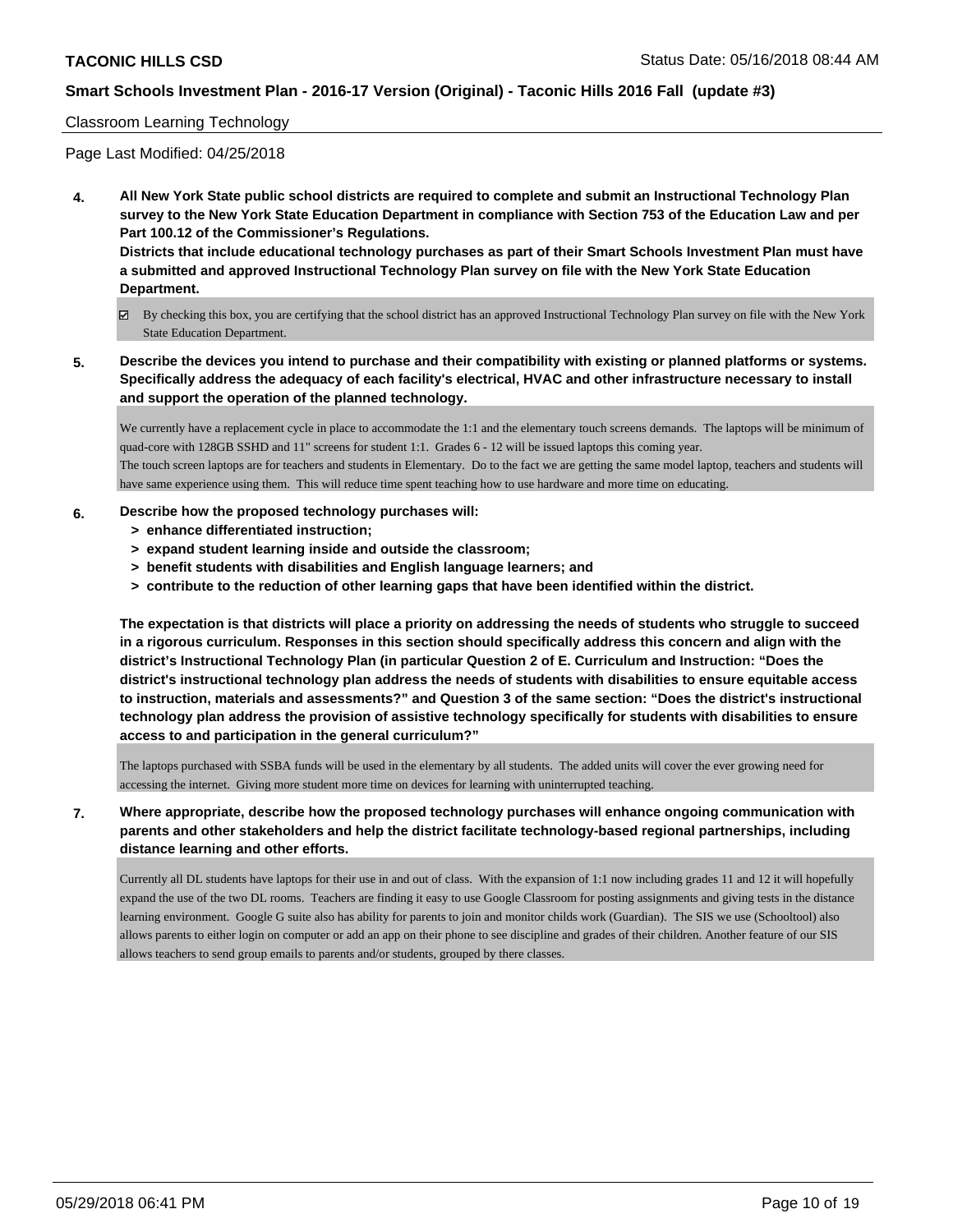Classroom Learning Technology

Page Last Modified: 04/25/2018

**4. All New York State public school districts are required to complete and submit an Instructional Technology Plan survey to the New York State Education Department in compliance with Section 753 of the Education Law and per Part 100.12 of the Commissioner's Regulations.**
**Districts that include educational technology purchases as part of their Smart Schools Investment Plan must have a submitted and approved Instructional Technology Plan survey on file with the New York State Education Department.**

☑ By checking this box, you are certifying that the school district has an approved Instructional Technology Plan survey on file with the New York State Education Department.

**5. Describe the devices you intend to purchase and their compatibility with existing or planned platforms or systems. Specifically address the adequacy of each facility's electrical, HVAC and other infrastructure necessary to install and support the operation of the planned technology.**

We currently have a replacement cycle in place to accommodate the 1:1 and the elementary touch screens demands. The laptops will be minimum of quad-core with 128GB SSHD and 11" screens for student 1:1. Grades 6 - 12 will be issued laptops this coming year.
The touch screen laptops are for teachers and students in Elementary. Do to the fact we are getting the same model laptop, teachers and students will have same experience using them. This will reduce time spent teaching how to use hardware and more time on educating.

**6. Describe how the proposed technology purchases will:**
- **> enhance differentiated instruction;**
- **> expand student learning inside and outside the classroom;**
- **> benefit students with disabilities and English language learners; and**
- **> contribute to the reduction of other learning gaps that have been identified within the district.**

**The expectation is that districts will place a priority on addressing the needs of students who struggle to succeed in a rigorous curriculum. Responses in this section should specifically address this concern and align with the district's Instructional Technology Plan (in particular Question 2 of E. Curriculum and Instruction: "Does the district's instructional technology plan address the needs of students with disabilities to ensure equitable access to instruction, materials and assessments?" and Question 3 of the same section: "Does the district's instructional technology plan address the provision of assistive technology specifically for students with disabilities to ensure access to and participation in the general curriculum?"**

The laptops purchased with SSBA funds will be used in the elementary by all students. The added units will cover the ever growing need for accessing the internet. Giving more student more time on devices for learning with uninterrupted teaching.

**7. Where appropriate, describe how the proposed technology purchases will enhance ongoing communication with parents and other stakeholders and help the district facilitate technology-based regional partnerships, including distance learning and other efforts.**

Currently all DL students have laptops for their use in and out of class. With the expansion of 1:1 now including grades 11 and 12 it will hopefully expand the use of the two DL rooms. Teachers are finding it easy to use Google Classroom for posting assignments and giving tests in the distance learning environment. Google G suite also has ability for parents to join and monitor childs work (Guardian). The SIS we use (Schooltool) also allows parents to either login on computer or add an app on their phone to see discipline and grades of their children. Another feature of our SIS allows teachers to send group emails to parents and/or students, grouped by there classes.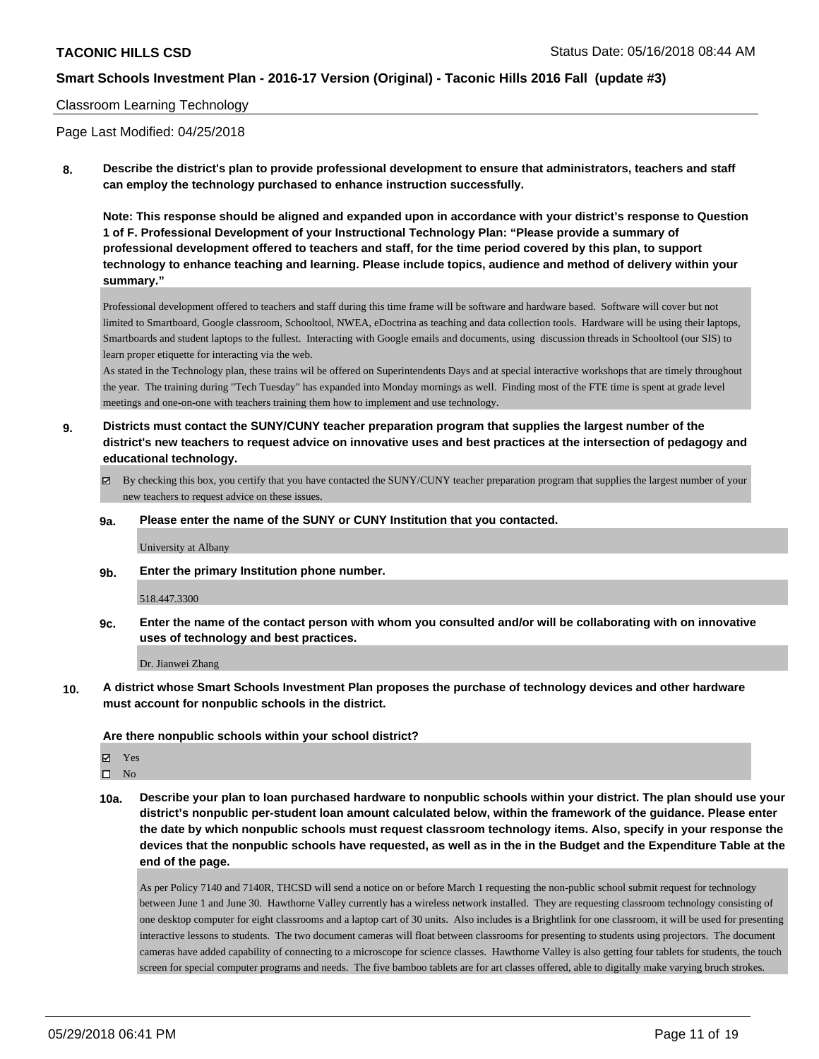Classroom Learning Technology

Page Last Modified: 04/25/2018

**8. Describe the district's plan to provide professional development to ensure that administrators, teachers and staff can employ the technology purchased to enhance instruction successfully.**

**Note: This response should be aligned and expanded upon in accordance with your district's response to Question 1 of F. Professional Development of your Instructional Technology Plan: "Please provide a summary of professional development offered to teachers and staff, for the time period covered by this plan, to support technology to enhance teaching and learning. Please include topics, audience and method of delivery within your summary."**

Professional development offered to teachers and staff during this time frame will be software and hardware based. Software will cover but not limited to Smartboard, Google classroom, Schooltool, NWEA, eDoctrina as teaching and data collection tools. Hardware will be using their laptops, Smartboards and student laptops to the fullest. Interacting with Google emails and documents, using discussion threads in Schooltool (our SIS) to learn proper etiquette for interacting via the web.
As stated in the Technology plan, these trains wil be offered on Superintendents Days and at special interactive workshops that are timely throughout the year. The training during "Tech Tuesday" has expanded into Monday mornings as well. Finding most of the FTE time is spent at grade level meetings and one-on-one with teachers training them how to implement and use technology.

**9. Districts must contact the SUNY/CUNY teacher preparation program that supplies the largest number of the district's new teachers to request advice on innovative uses and best practices at the intersection of pedagogy and educational technology.**

☑ By checking this box, you certify that you have contacted the SUNY/CUNY teacher preparation program that supplies the largest number of your new teachers to request advice on these issues.

**9a. Please enter the name of the SUNY or CUNY Institution that you contacted.**

University at Albany

**9b. Enter the primary Institution phone number.**

518.447.3300

**9c. Enter the name of the contact person with whom you consulted and/or will be collaborating with on innovative uses of technology and best practices.**

Dr. Jianwei Zhang

**10. A district whose Smart Schools Investment Plan proposes the purchase of technology devices and other hardware must account for nonpublic schools in the district.**

**Are there nonpublic schools within your school district?**

☑ Yes
☐ No

**10a. Describe your plan to loan purchased hardware to nonpublic schools within your district. The plan should use your district's nonpublic per-student loan amount calculated below, within the framework of the guidance. Please enter the date by which nonpublic schools must request classroom technology items. Also, specify in your response the devices that the nonpublic schools have requested, as well as in the in the Budget and the Expenditure Table at the end of the page.**

As per Policy 7140 and 7140R, THCSD will send a notice on or before March 1 requesting the non-public school submit request for technology between June 1 and June 30. Hawthorne Valley currently has a wireless network installed. They are requesting classroom technology consisting of one desktop computer for eight classrooms and a laptop cart of 30 units. Also includes is a Brightlink for one classroom, it will be used for presenting interactive lessons to students. The two document cameras will float between classrooms for presenting to students using projectors. The document cameras have added capability of connecting to a microscope for science classes. Hawthorne Valley is also getting four tablets for students, the touch screen for special computer programs and needs. The five bamboo tablets are for art classes offered, able to digitally make varying bruch strokes.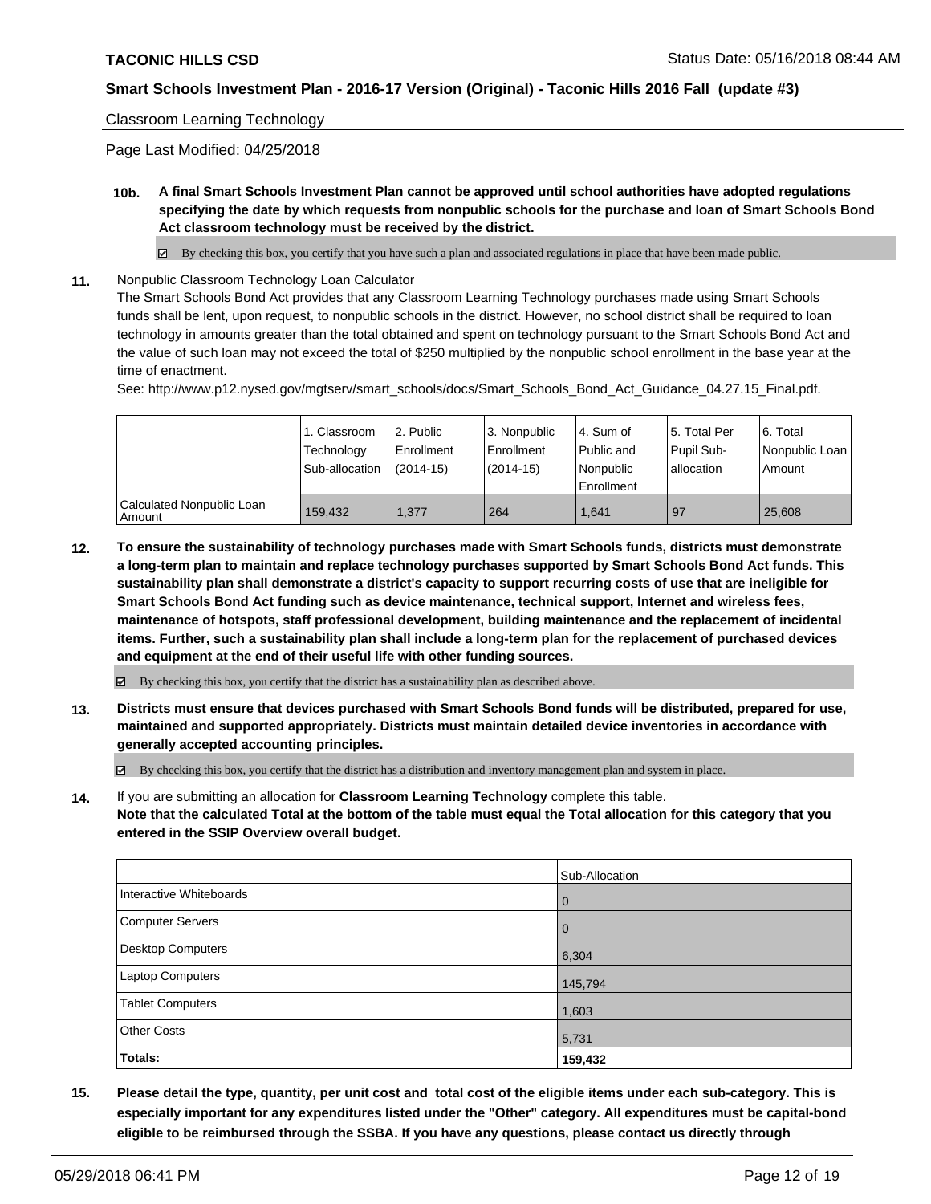Classroom Learning Technology

Page Last Modified: 04/25/2018

**10b. A final Smart Schools Investment Plan cannot be approved until school authorities have adopted regulations specifying the date by which requests from nonpublic schools for the purchase and loan of Smart Schools Bond Act classroom technology must be received by the district.**

☑ By checking this box, you certify that you have such a plan and associated regulations in place that have been made public.

**11.** Nonpublic Classroom Technology Loan Calculator

The Smart Schools Bond Act provides that any Classroom Learning Technology purchases made using Smart Schools funds shall be lent, upon request, to nonpublic schools in the district. However, no school district shall be required to loan technology in amounts greater than the total obtained and spent on technology pursuant to the Smart Schools Bond Act and the value of such loan may not exceed the total of $250 multiplied by the nonpublic school enrollment in the base year at the time of enactment.

See: http://www.p12.nysed.gov/mgtserv/smart_schools/docs/Smart_Schools_Bond_Act_Guidance_04.27.15_Final.pdf.

| | 1. Classroom Technology Sub-allocation | 2. Public Enrollment (2014-15) | 3. Nonpublic Enrollment (2014-15) | 4. Sum of Public and Nonpublic Enrollment | 5. Total Per Pupil Sub-allocation | 6. Total Nonpublic Loan Amount |
|---|---|---|---|---|---|---|
| Calculated Nonpublic Loan Amount | 159,432 | 1,377 | 264 | 1,641 | 97 | 25,608 |

**12. To ensure the sustainability of technology purchases made with Smart Schools funds, districts must demonstrate a long-term plan to maintain and replace technology purchases supported by Smart Schools Bond Act funds. This sustainability plan shall demonstrate a district's capacity to support recurring costs of use that are ineligible for Smart Schools Bond Act funding such as device maintenance, technical support, Internet and wireless fees, maintenance of hotspots, staff professional development, building maintenance and the replacement of incidental items. Further, such a sustainability plan shall include a long-term plan for the replacement of purchased devices and equipment at the end of their useful life with other funding sources.**

☑ By checking this box, you certify that the district has a sustainability plan as described above.

**13. Districts must ensure that devices purchased with Smart Schools Bond funds will be distributed, prepared for use, maintained and supported appropriately. Districts must maintain detailed device inventories in accordance with generally accepted accounting principles.**

☑ By checking this box, you certify that the district has a distribution and inventory management plan and system in place.

**14.** If you are submitting an allocation for **Classroom Learning Technology** complete this table.
**Note that the calculated Total at the bottom of the table must equal the Total allocation for this category that you entered in the SSIP Overview overall budget.**

| | Sub-Allocation |
|---|---|
| Interactive Whiteboards | 0 |
| Computer Servers | 0 |
| Desktop Computers | 6,304 |
| Laptop Computers | 145,794 |
| Tablet Computers | 1,603 |
| Other Costs | 5,731 |
| **Totals:** | **159,432** |

**15. Please detail the type, quantity, per unit cost and total cost of the eligible items under each sub-category. This is especially important for any expenditures listed under the "Other" category. All expenditures must be capital-bond eligible to be reimbursed through the SSBA. If you have any questions, please contact us directly through**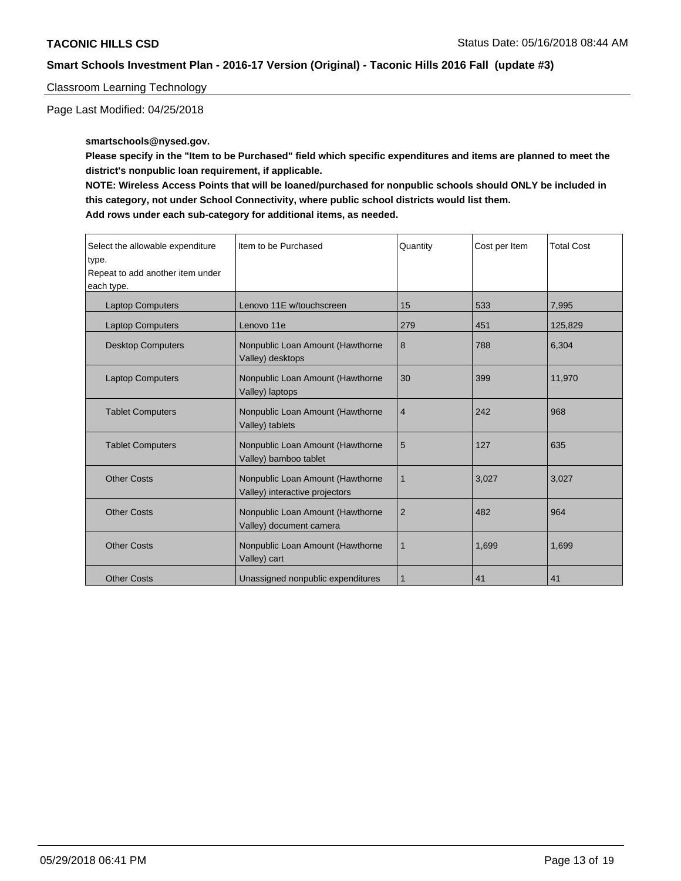Classroom Learning Technology

Page Last Modified: 04/25/2018

**smartschools@nysed.gov.**

**Please specify in the "Item to be Purchased" field which specific expenditures and items are planned to meet the district's nonpublic loan requirement, if applicable.**

**NOTE: Wireless Access Points that will be loaned/purchased for nonpublic schools should ONLY be included in this category, not under School Connectivity, where public school districts would list them.**

**Add rows under each sub-category for additional items, as needed.**

| Select the allowable expenditure type. Repeat to add another item under each type. | Item to be Purchased | Quantity | Cost per Item | Total Cost |
|---|---|---|---|---|
| Laptop Computers | Lenovo 11E w/touchscreen | 15 | 533 | 7,995 |
| Laptop Computers | Lenovo 11e | 279 | 451 | 125,829 |
| Desktop Computers | Nonpublic Loan Amount (Hawthorne Valley) desktops | 8 | 788 | 6,304 |
| Laptop Computers | Nonpublic Loan Amount (Hawthorne Valley) laptops | 30 | 399 | 11,970 |
| Tablet Computers | Nonpublic Loan Amount (Hawthorne Valley) tablets | 4 | 242 | 968 |
| Tablet Computers | Nonpublic Loan Amount (Hawthorne Valley) bamboo tablet | 5 | 127 | 635 |
| Other Costs | Nonpublic Loan Amount (Hawthorne Valley) interactive projectors | 1 | 3,027 | 3,027 |
| Other Costs | Nonpublic Loan Amount (Hawthorne Valley) document camera | 2 | 482 | 964 |
| Other Costs | Nonpublic Loan Amount (Hawthorne Valley) cart | 1 | 1,699 | 1,699 |
| Other Costs | Unassigned nonpublic expenditures | 1 | 41 | 41 |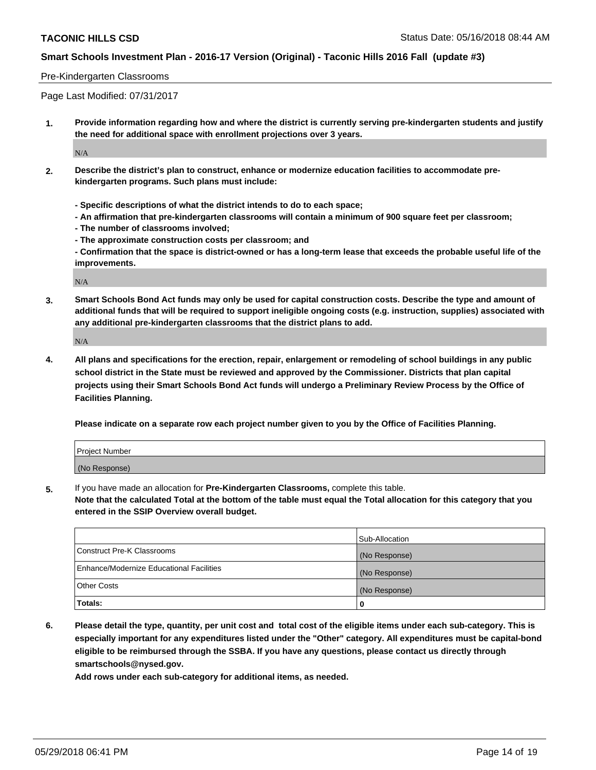Pre-Kindergarten Classrooms

Page Last Modified: 07/31/2017

**1. Provide information regarding how and where the district is currently serving pre-kindergarten students and justify the need for additional space with enrollment projections over 3 years.**

N/A

**2. Describe the district's plan to construct, enhance or modernize education facilities to accommodate pre-kindergarten programs. Such plans must include:**

**- Specific descriptions of what the district intends to do to each space;**
**- An affirmation that pre-kindergarten classrooms will contain a minimum of 900 square feet per classroom;**
**- The number of classrooms involved;**
**- The approximate construction costs per classroom; and**
**- Confirmation that the space is district-owned or has a long-term lease that exceeds the probable useful life of the improvements.**

N/A

**3. Smart Schools Bond Act funds may only be used for capital construction costs. Describe the type and amount of additional funds that will be required to support ineligible ongoing costs (e.g. instruction, supplies) associated with any additional pre-kindergarten classrooms that the district plans to add.**

N/A

**4. All plans and specifications for the erection, repair, enlargement or remodeling of school buildings in any public school district in the State must be reviewed and approved by the Commissioner. Districts that plan capital projects using their Smart Schools Bond Act funds will undergo a Preliminary Review Process by the Office of Facilities Planning.**

**Please indicate on a separate row each project number given to you by the Office of Facilities Planning.**

| Project Number |
|---|
| (No Response) |

**5.** If you have made an allocation for **Pre-Kindergarten Classrooms,** complete this table.
**Note that the calculated Total at the bottom of the table must equal the Total allocation for this category that you entered in the SSIP Overview overall budget.**

| | Sub-Allocation |
|---|---|
| Construct Pre-K Classrooms | (No Response) |
| Enhance/Modernize Educational Facilities | (No Response) |
| Other Costs | (No Response) |
| **Totals:** | **0** |

**6. Please detail the type, quantity, per unit cost and total cost of the eligible items under each sub-category. This is especially important for any expenditures listed under the "Other" category. All expenditures must be capital-bond eligible to be reimbursed through the SSBA. If you have any questions, please contact us directly through smartschools@nysed.gov.**

**Add rows under each sub-category for additional items, as needed.**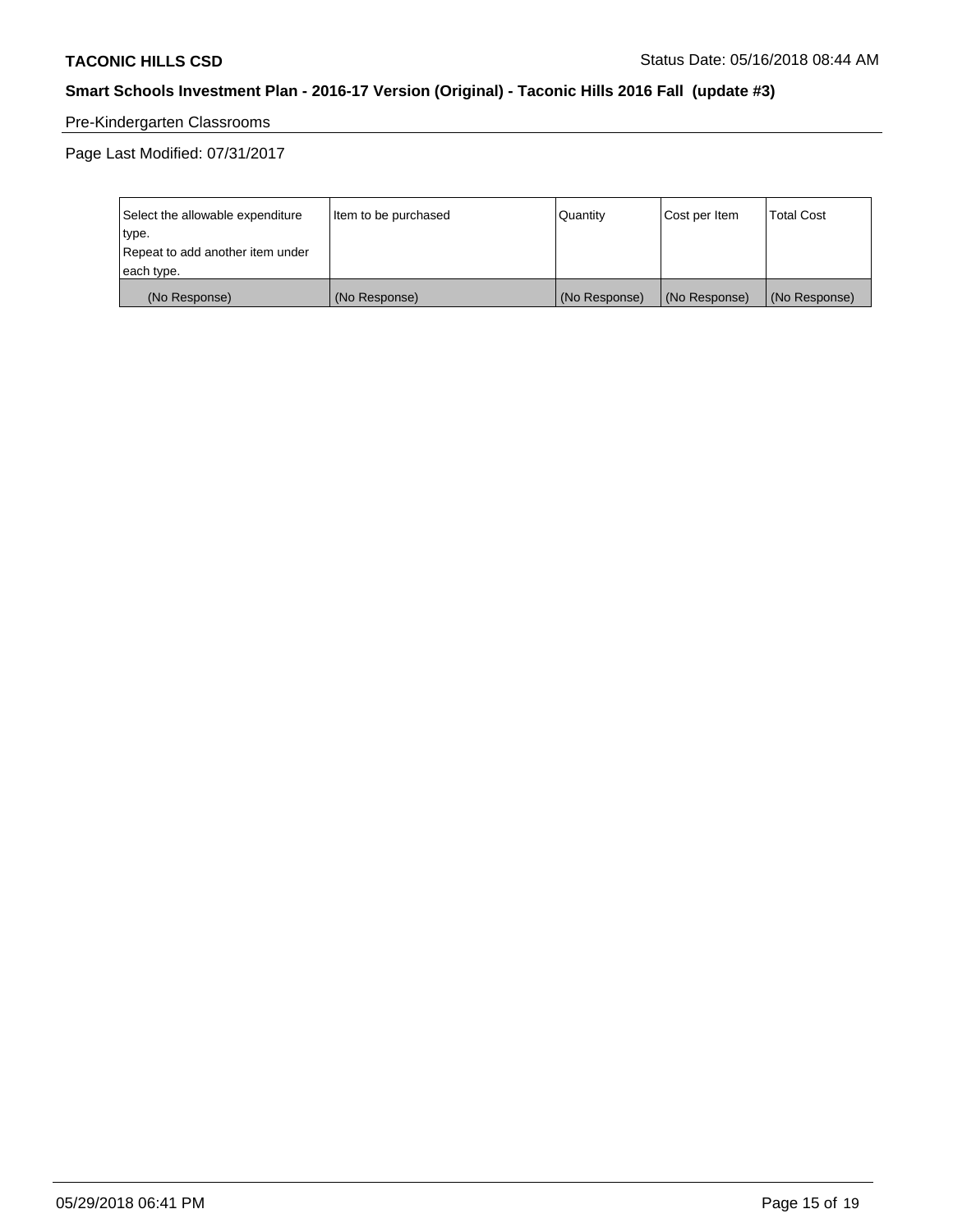Pre-Kindergarten Classrooms

Page Last Modified: 07/31/2017

| Select the allowable expenditure type.<br>Repeat to add another item under each type. | Item to be purchased | Quantity | Cost per Item | Total Cost |
|---|---|---|---|---|
| (No Response) | (No Response) | (No Response) | (No Response) | (No Response) |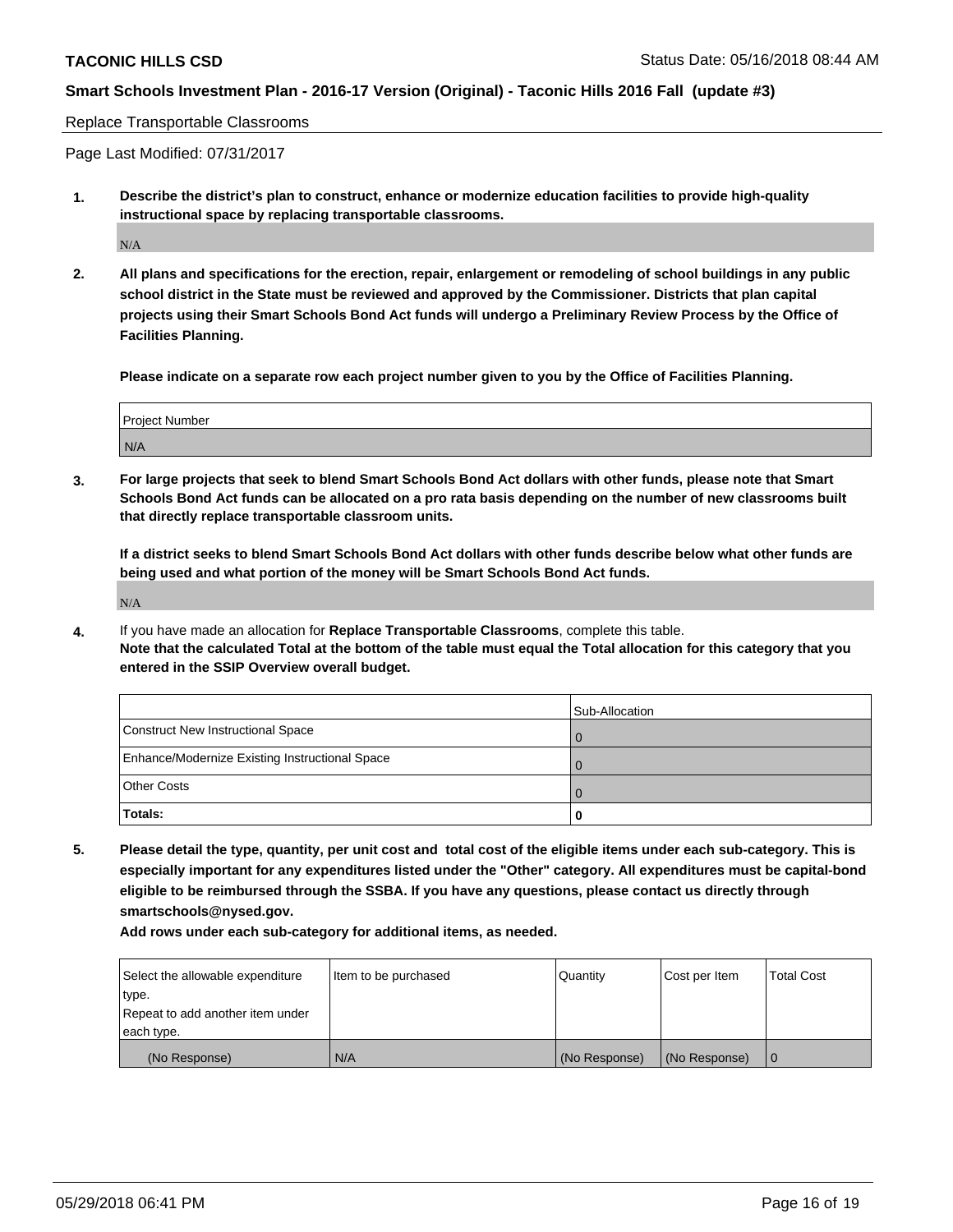Replace Transportable Classrooms

Page Last Modified: 07/31/2017

**1. Describe the district's plan to construct, enhance or modernize education facilities to provide high-quality instructional space by replacing transportable classrooms.**

N/A

**2. All plans and specifications for the erection, repair, enlargement or remodeling of school buildings in any public school district in the State must be reviewed and approved by the Commissioner. Districts that plan capital projects using their Smart Schools Bond Act funds will undergo a Preliminary Review Process by the Office of Facilities Planning.**

**Please indicate on a separate row each project number given to you by the Office of Facilities Planning.**

| Project Number |
|---|
| N/A |

**3. For large projects that seek to blend Smart Schools Bond Act dollars with other funds, please note that Smart Schools Bond Act funds can be allocated on a pro rata basis depending on the number of new classrooms built that directly replace transportable classroom units.**

**If a district seeks to blend Smart Schools Bond Act dollars with other funds describe below what other funds are being used and what portion of the money will be Smart Schools Bond Act funds.**

N/A

**4.** If you have made an allocation for **Replace Transportable Classrooms**, complete this table. **Note that the calculated Total at the bottom of the table must equal the Total allocation for this category that you entered in the SSIP Overview overall budget.**

| | Sub-Allocation |
|---|---|
| Construct New Instructional Space | 0 |
| Enhance/Modernize Existing Instructional Space | 0 |
| Other Costs | 0 |
| **Totals:** | **0** |

**5. Please detail the type, quantity, per unit cost and total cost of the eligible items under each sub-category. This is especially important for any expenditures listed under the "Other" category. All expenditures must be capital-bond eligible to be reimbursed through the SSBA. If you have any questions, please contact us directly through smartschools@nysed.gov.**

**Add rows under each sub-category for additional items, as needed.**

| Select the allowable expenditure type. Repeat to add another item under each type. | Item to be purchased | Quantity | Cost per Item | Total Cost |
|---|---|---|---|---|
| (No Response) | N/A | (No Response) | (No Response) | 0 |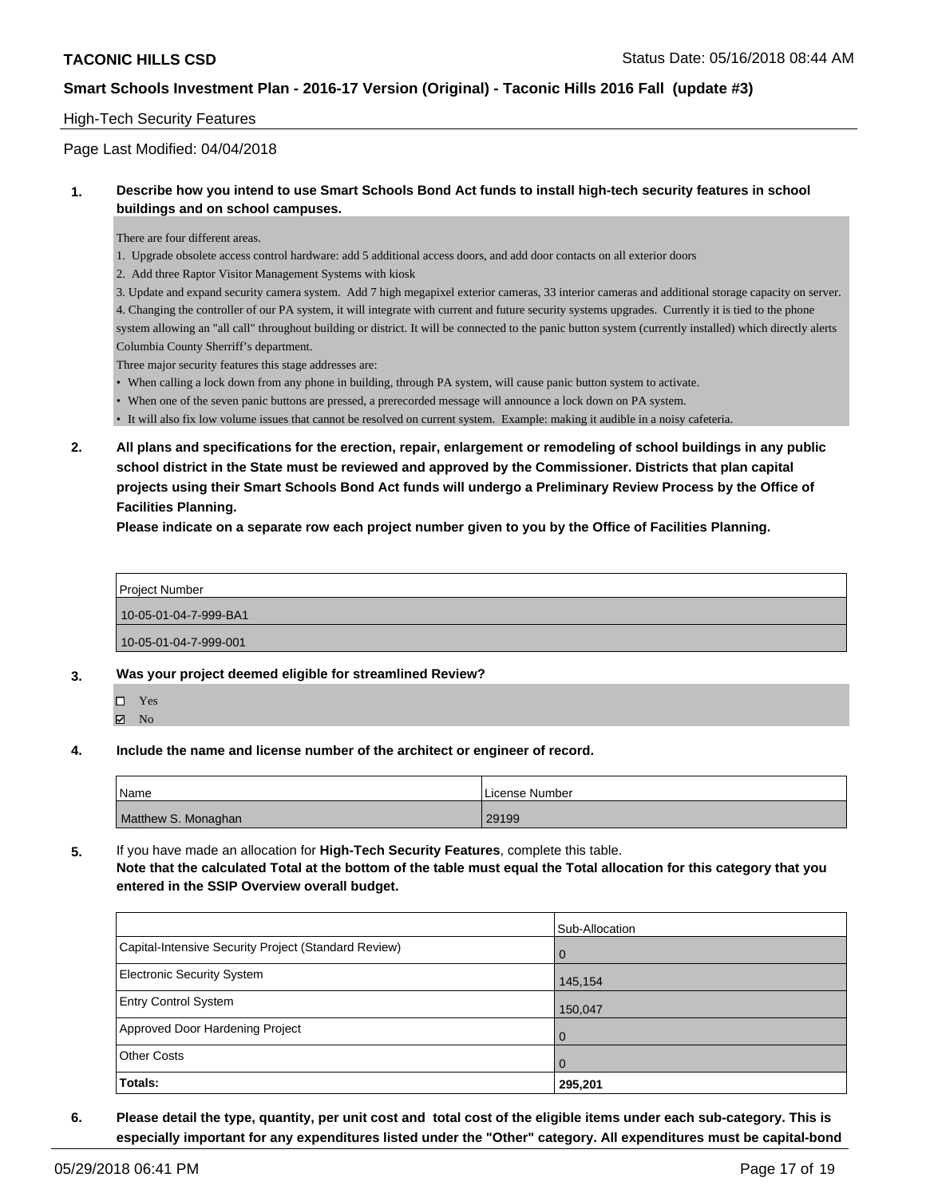High-Tech Security Features

Page Last Modified: 04/04/2018

**1. Describe how you intend to use Smart Schools Bond Act funds to install high-tech security features in school buildings and on school campuses.**

There are four different areas.

1. Upgrade obsolete access control hardware: add 5 additional access doors, and add door contacts on all exterior doors
2. Add three Raptor Visitor Management Systems with kiosk
3. Update and expand security camera system. Add 7 high megapixel exterior cameras, 33 interior cameras and additional storage capacity on server.
4. Changing the controller of our PA system, it will integrate with current and future security systems upgrades. Currently it is tied to the phone system allowing an "all call" throughout building or district. It will be connected to the panic button system (currently installed) which directly alerts Columbia County Sherriff's department.

Three major security features this stage addresses are:

- When calling a lock down from any phone in building, through PA system, will cause panic button system to activate.
- When one of the seven panic buttons are pressed, a prerecorded message will announce a lock down on PA system.
- It will also fix low volume issues that cannot be resolved on current system. Example: making it audible in a noisy cafeteria.

**2. All plans and specifications for the erection, repair, enlargement or remodeling of school buildings in any public school district in the State must be reviewed and approved by the Commissioner. Districts that plan capital projects using their Smart Schools Bond Act funds will undergo a Preliminary Review Process by the Office of Facilities Planning.**

**Please indicate on a separate row each project number given to you by the Office of Facilities Planning.**

| Project Number |
|---|
| 10-05-01-04-7-999-BA1 |
| 10-05-01-04-7-999-001 |

**3. Was your project deemed eligible for streamlined Review?**

☐ Yes
☑ No

**4. Include the name and license number of the architect or engineer of record.**

| Name | License Number |
|---|---|
| Matthew S. Monaghan | 29199 |

**5.** If you have made an allocation for **High-Tech Security Features**, complete this table.
**Note that the calculated Total at the bottom of the table must equal the Total allocation for this category that you entered in the SSIP Overview overall budget.**

| | Sub-Allocation |
|---|---|
| Capital-Intensive Security Project (Standard Review) | 0 |
| Electronic Security System | 145,154 |
| Entry Control System | 150,047 |
| Approved Door Hardening Project | 0 |
| Other Costs | 0 |
| **Totals:** | **295,201** |

**6. Please detail the type, quantity, per unit cost and total cost of the eligible items under each sub-category. This is especially important for any expenditures listed under the "Other" category. All expenditures must be capital-bond**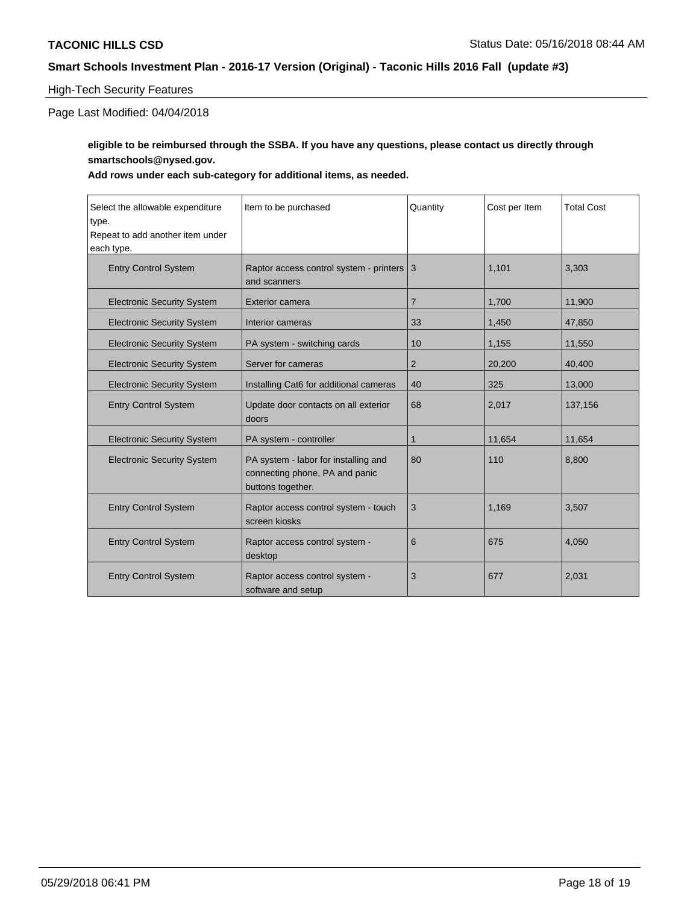High-Tech Security Features

Page Last Modified: 04/04/2018

**eligible to be reimbursed through the SSBA. If you have any questions, please contact us directly through smartschools@nysed.gov.**

**Add rows under each sub-category for additional items, as needed.**

| Select the allowable expenditure type. Repeat to add another item under each type. | Item to be purchased | Quantity | Cost per Item | Total Cost |
|---|---|---|---|---|
| Entry Control System | Raptor access control system - printers and scanners | 3 | 1,101 | 3,303 |
| Electronic Security System | Exterior camera | 7 | 1,700 | 11,900 |
| Electronic Security System | Interior cameras | 33 | 1,450 | 47,850 |
| Electronic Security System | PA system - switching cards | 10 | 1,155 | 11,550 |
| Electronic Security System | Server for cameras | 2 | 20,200 | 40,400 |
| Electronic Security System | Installing Cat6 for additional cameras | 40 | 325 | 13,000 |
| Entry Control System | Update door contacts on all exterior doors | 68 | 2,017 | 137,156 |
| Electronic Security System | PA system - controller | 1 | 11,654 | 11,654 |
| Electronic Security System | PA system - labor for installing and connecting phone, PA and panic buttons together. | 80 | 110 | 8,800 |
| Entry Control System | Raptor access control system - touch screen kiosks | 3 | 1,169 | 3,507 |
| Entry Control System | Raptor access control system - desktop | 6 | 675 | 4,050 |
| Entry Control System | Raptor access control system - software and setup | 3 | 677 | 2,031 |